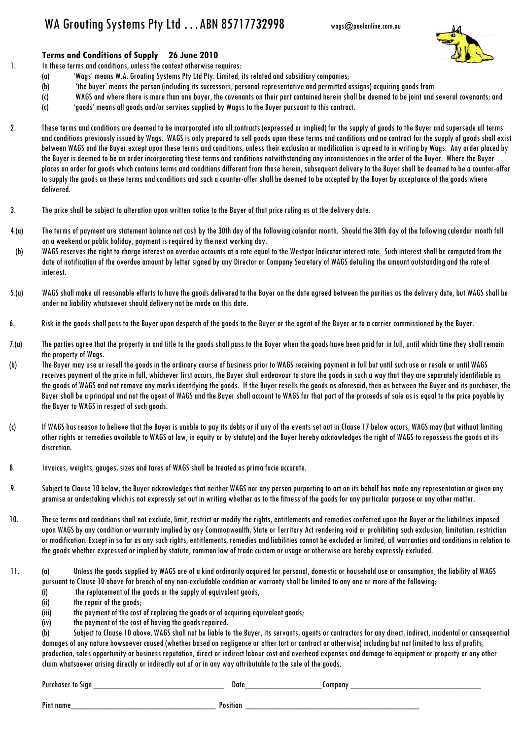# WA Grouting Systems Pty Ltd … ABN 85717732998

wags@peelonline.com.au

**Terms and Conditions of Supply 26 June 2010**

1. In these terms and conditions, unless the context otherwise requires:
   (a) 'Wags' means W.A. Grouting Systems Pty Ltd Pty. Limited, its related and subsidiary companies;
   (b) 'the buyer' means the person (including its successors, personal representative and permitted assigns) acquiring goods from
   (c) WAGS and where there is more than one buyer, the covenants on their part contained herein shall be deemed to be joint and several covenants; and
   (c) 'goods' means all goods and/or services supplied by Wagss to the Buyer pursuant to this contract.

2. These terms and conditions are deemed to be incorporated into all contracts (expressed or implied) for the supply of goods to the Buyer and supersede all terms and conditions previously issued by Wags. WAGS is only prepared to sell goods upon these terms and conditions and no contract for the supply of goods shall exist between WAGS and the Buyer except upon these terms and conditions, unless their exclusion or modification is agreed to in writing by Wags. Any order placed by the Buyer is deemed to be an order incorporating these terms and conditions notwithstanding any inconsistencies in the order of the Buyer. Where the Buyer places an order for goods which contains terms and conditions different from those herein, subsequent delivery to the Buyer shall be deemed to be a counter-offer to supply the goods on these terms and conditions and such a counter-offer shall be deemed to be accepted by the Buyer by acceptance of the goods where delivered.

3. The price shall be subject to alteration upon written notice to the Buyer of that price ruling as at the delivery date.

4.(a) The terms of payment are statement balance net cash by the 30th day of the following calendar month. Should the 30th day of the following calendar month fall on a weekend or public holiday, payment is required by the next working day.

(b) WAGS reserves the right to charge interest on overdue accounts at a rate equal to the Westpac Indicator interest rate. Such interest shall be computed from the date of notification of the overdue amount by letter signed by any Director or Company Secretary of WAGS detailing the amount outstanding and the rate of interest.

5.(a) WAGS shall make all reasonable efforts to have the goods delivered to the Buyer on the date agreed between the parties as the delivery date, but WAGS shall be under no liability whatsoever should delivery not be made on this date.

6. Risk in the goods shall pass to the Buyer upon despatch of the goods to the Buyer or the agent of the Buyer or to a carrier commissioned by the Buyer.

7.(a) The parties agree that the property in and title to the goods shall pass to the Buyer when the goods have been paid for in full, until which time they shall remain the property of Wags.

(b) The Buyer may use or resell the goods in the ordinary course of business prior to WAGS receiving payment in full but until such use or resale or until WAGS receives payment of the price in full, whichever first occurs, the Buyer shall endeavour to store the goods in such a way that they are separately identifiable as the goods of WAGS and not remove any marks identifying the goods. If the Buyer resells the goods as aforesaid, then as between the Buyer and its purchaser, the Buyer shall be a principal and not the agent of WAGS and the Buyer shall account to WAGS for that part of the proceeds of sale as is equal to the price payable by the Buyer to WAGS in respect of such goods.

(c) If WAGS has reason to believe that the Buyer is unable to pay its debts or if any of the events set out in Clause 17 below occurs, WAGS may (but without limiting other rights or remedies available to WAGS at law, in equity or by statute) and the Buyer hereby acknowledges the right of WAGS to repossess the goods at its discretion.

8. Invoices, weights, gauges, sizes and tares of WAGS shall be treated as prima facie accurate.

9. Subject to Clause 10 below, the Buyer acknowledges that neither WAGS nor any person purporting to act on its behalf has made any representation or given any promise or undertaking which is not expressly set out in writing whether as to the fitness of the goods for any particular purpose or any other matter.

10. These terms and conditions shall not exclude, limit, restrict or modify the rights, entitlements and remedies conferred upon the Buyer or the liabilities imposed upon WAGS by any condition or warranty implied by any Commonwealth, State or Territory Act rendering void or prohibiting such exclusion, limitation, restriction or modification. Except in so far as any such rights, entitlements, remedies and liabilities cannot be excluded or limited, all warranties and conditions in relation to the goods whether expressed or implied by statute, common law of trade custom or usage or otherwise are hereby expressly excluded.

11. (a) Unless the goods supplied by WAGS are of a kind ordinarily acquired for personal, domestic or household use or consumption, the liability of WAGS pursuant to Clause 10 above for breach of any non-excludable condition or warranty shall be limited to any one or more of the following;
   (i) the replacement of the goods or the supply of equivalent goods;
   (ii) the repair of the goods;
   (iii) the payment of the cost of replacing the goods or of acquiring equivalent goods;
   (iv) the payment of the cost of having the goods repaired.

   (b) Subject to Clause 10 above, WAGS shall not be liable to the Buyer, its servants, agents or contractors for any direct, indirect, incidental or consequential damages of any nature howsoever caused (whether based on negligence or other tort or contract or otherwise) including but not limited to loss of profits, production, sales opportunity or business reputation, direct or indirect labour cost and overhead expenses and damage to equipment or property or any other claim whatsoever arising directly or indirectly out of or in any way attributable to the sale of the goods.

Purchaser to Sign ______________________ Date______________ Company ______________________

Pint name______________________________ Position ______________________________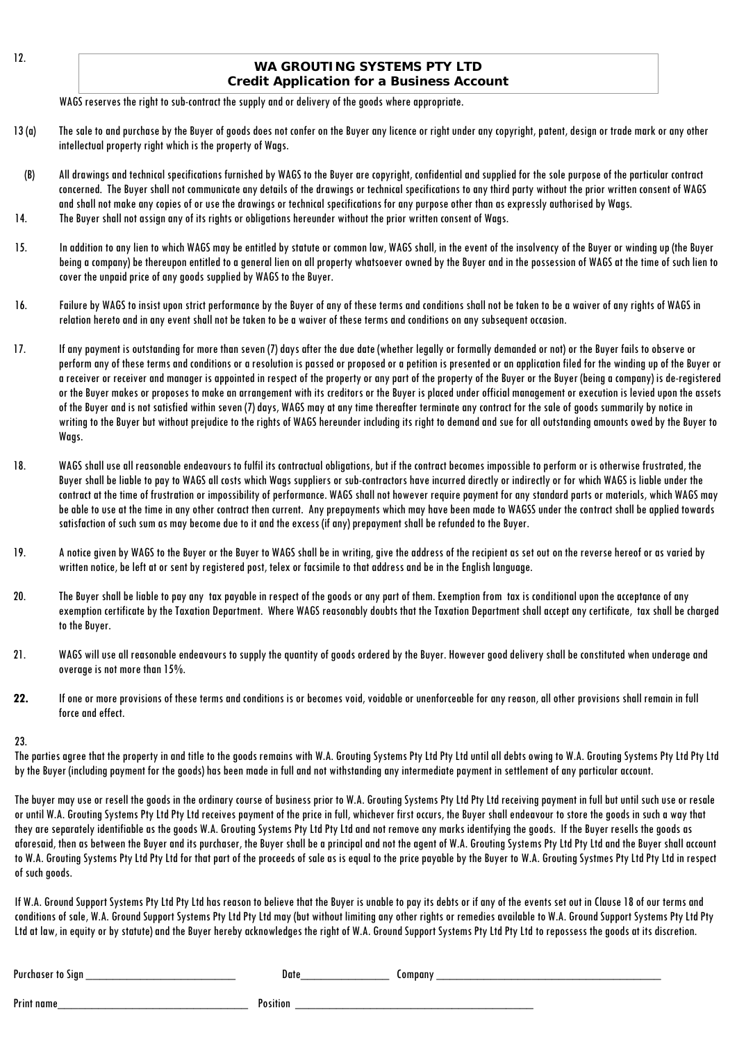12.

## WA GROUTING SYSTEMS PTY LTD
### Credit Application for a Business Account

WAGS reserves the right to sub-contract the supply and or delivery of the goods where appropriate.

13 (a) The sale to and purchase by the Buyer of goods does not confer on the Buyer any licence or right under any copyright, patent, design or trade mark or any other intellectual property right which is the property of Wags.

(B) All drawings and technical specifications furnished by WAGS to the Buyer are copyright, confidential and supplied for the sole purpose of the particular contract concerned. The Buyer shall not communicate any details of the drawings or technical specifications to any third party without the prior written consent of WAGS and shall not make any copies of or use the drawings or technical specifications for any purpose other than as expressly authorised by Wags.

14. The Buyer shall not assign any of its rights or obligations hereunder without the prior written consent of Wags.

15. In addition to any lien to which WAGS may be entitled by statute or common law, WAGS shall, in the event of the insolvency of the Buyer or winding up (the Buyer being a company) be thereupon entitled to a general lien on all property whatsoever owned by the Buyer and in the possession of WAGS at the time of such lien to cover the unpaid price of any goods supplied by WAGS to the Buyer.

16. Failure by WAGS to insist upon strict performance by the Buyer of any of these terms and conditions shall not be taken to be a waiver of any rights of WAGS in relation hereto and in any event shall not be taken to be a waiver of these terms and conditions on any subsequent occasion.

17. If any payment is outstanding for more than seven (7) days after the due date (whether legally or formally demanded or not) or the Buyer fails to observe or perform any of these terms and conditions or a resolution is passed or proposed or a petition is presented or an application filed for the winding up of the Buyer or a receiver or receiver and manager is appointed in respect of the property or any part of the property of the Buyer or the Buyer (being a company) is de-registered or the Buyer makes or proposes to make an arrangement with its creditors or the Buyer is placed under official management or execution is levied upon the assets of the Buyer and is not satisfied within seven (7) days, WAGS may at any time thereafter terminate any contract for the sale of goods summarily by notice in writing to the Buyer but without prejudice to the rights of WAGS hereunder including its right to demand and sue for all outstanding amounts owed by the Buyer to Wags.

18. WAGS shall use all reasonable endeavours to fulfil its contractual obligations, but if the contract becomes impossible to perform or is otherwise frustrated, the Buyer shall be liable to pay to WAGS all costs which Wags suppliers or sub-contractors have incurred directly or indirectly or for which WAGS is liable under the contract at the time of frustration or impossibility of performance. WAGS shall not however require payment for any standard parts or materials, which WAGS may be able to use at the time in any other contract then current. Any prepayments which may have been made to WAGSS under the contract shall be applied towards satisfaction of such sum as may become due to it and the excess (if any) prepayment shall be refunded to the Buyer.

19. A notice given by WAGS to the Buyer or the Buyer to WAGS shall be in writing, give the address of the recipient as set out on the reverse hereof or as varied by written notice, be left at or sent by registered post, telex or facsimile to that address and be in the English language.

20. The Buyer shall be liable to pay any tax payable in respect of the goods or any part of them. Exemption from tax is conditional upon the acceptance of any exemption certificate by the Taxation Department. Where WAGS reasonably doubts that the Taxation Department shall accept any certificate, tax shall be charged to the Buyer.

21. WAGS will use all reasonable endeavours to supply the quantity of goods ordered by the Buyer. However good delivery shall be constituted when underage and overage is not more than 15%.

**22.** If one or more provisions of these terms and conditions is or becomes void, voidable or unenforceable for any reason, all other provisions shall remain in full force and effect.

23.

The parties agree that the property in and title to the goods remains with W.A. Grouting Systems Pty Ltd Pty Ltd until all debts owing to W.A. Grouting Systems Pty Ltd Pty Ltd by the Buyer (including payment for the goods) has been made in full and not withstanding any intermediate payment in settlement of any particular account.

The buyer may use or resell the goods in the ordinary course of business prior to W.A. Grouting Systems Pty Ltd Pty Ltd receiving payment in full but until such use or resale or until W.A. Grouting Systems Pty Ltd Pty Ltd receives payment of the price in full, whichever first occurs, the Buyer shall endeavour to store the goods in such a way that they are separately identifiable as the goods W.A. Grouting Systems Pty Ltd Pty Ltd and not remove any marks identifying the goods. If the Buyer resells the goods as aforesaid, then as between the Buyer and its purchaser, the Buyer shall be a principal and not the agent of W.A. Grouting Systems Pty Ltd Pty Ltd and the Buyer shall account to W.A. Grouting Systems Pty Ltd Pty Ltd for that part of the proceeds of sale as is equal to the price payable by the Buyer to W.A. Grouting Systmes Pty Ltd Pty Ltd in respect of such goods.

If W.A. Ground Support Systems Pty Ltd Pty Ltd has reason to believe that the Buyer is unable to pay its debts or if any of the events set out in Clause 18 of our terms and conditions of sale, W.A. Ground Support Systems Pty Ltd Pty Ltd may (but without limiting any other rights or remedies available to W.A. Ground Support Systems Pty Ltd Pty Ltd at law, in equity or by statute) and the Buyer hereby acknowledges the right of W.A. Ground Support Systems Pty Ltd Pty Ltd to repossess the goods at its discretion.

Purchaser to Sign ____________________________ Date________________ Company ___________________________________________

Print name____________________________________ Position ______________________________________________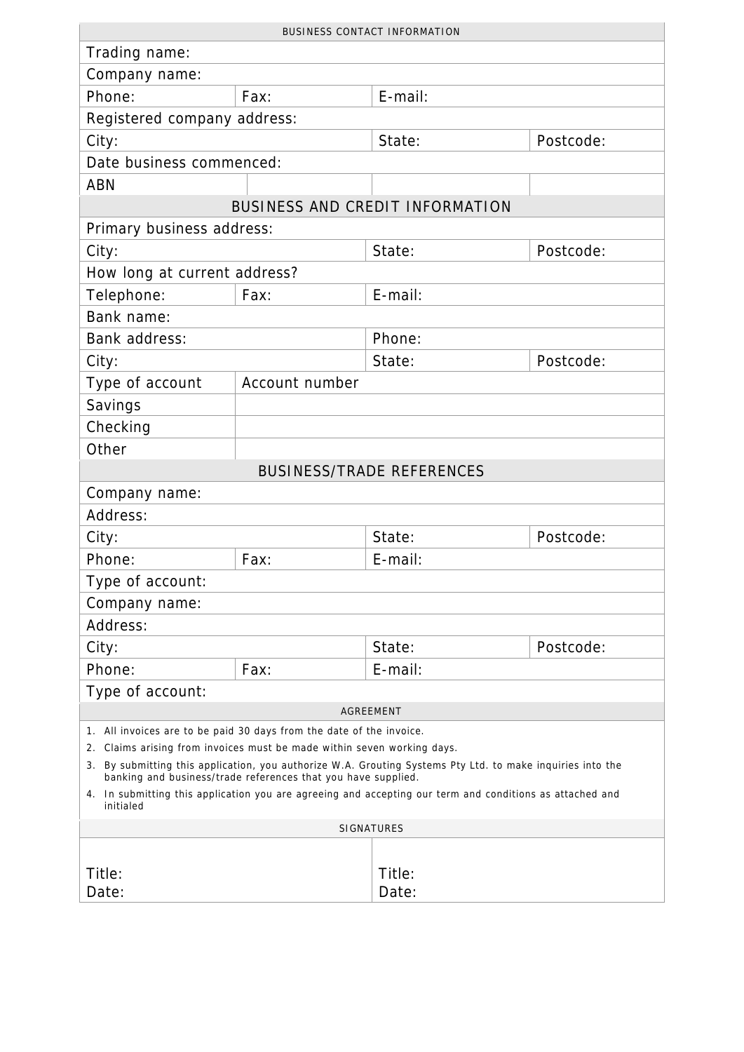| BUSINESS CONTACT INFORMATION | | | |
|---|---|---|---|
| Trading name: | | | |
| Company name: | | | |
| Phone: | Fax: | E-mail: | |
| Registered company address: | | | |
| City: | | State: | Postcode: |
| Date business commenced: | | | |
| ABN | | | |

| BUSINESS AND CREDIT INFORMATION | | | |
|---|---|---|---|
| Primary business address: | | | |
| City: | | State: | Postcode: |
| How long at current address? | | | |
| Telephone: | Fax: | E-mail: | |
| Bank name: | | | |
| Bank address: | | Phone: | |
| City: | | State: | Postcode: |
| Type of account | Account number | | |
| Savings | | | |
| Checking | | | |
| Other | | | |

| BUSINESS/TRADE REFERENCES | | | |
|---|---|---|---|
| Company name: | | | |
| Address: | | | |
| City: | | State: | Postcode: |
| Phone: | Fax: | E-mail: | |
| Type of account: | | | |
| Company name: | | | |
| Address: | | | |
| City: | | State: | Postcode: |
| Phone: | Fax: | E-mail: | |
| Type of account: | | | |

AGREEMENT

1. All invoices are to be paid 30 days from the date of the invoice.
2. Claims arising from invoices must be made within seven working days.
3. By submitting this application, you authorize W.A. Grouting Systems Pty Ltd. to make inquiries into the banking and business/trade references that you have supplied.
4. In submitting this application you are agreeing and accepting our term and conditions as attached and initialed

| SIGNATURES | |
|---|---|
| Title:<br>Date: | Title:<br>Date: |